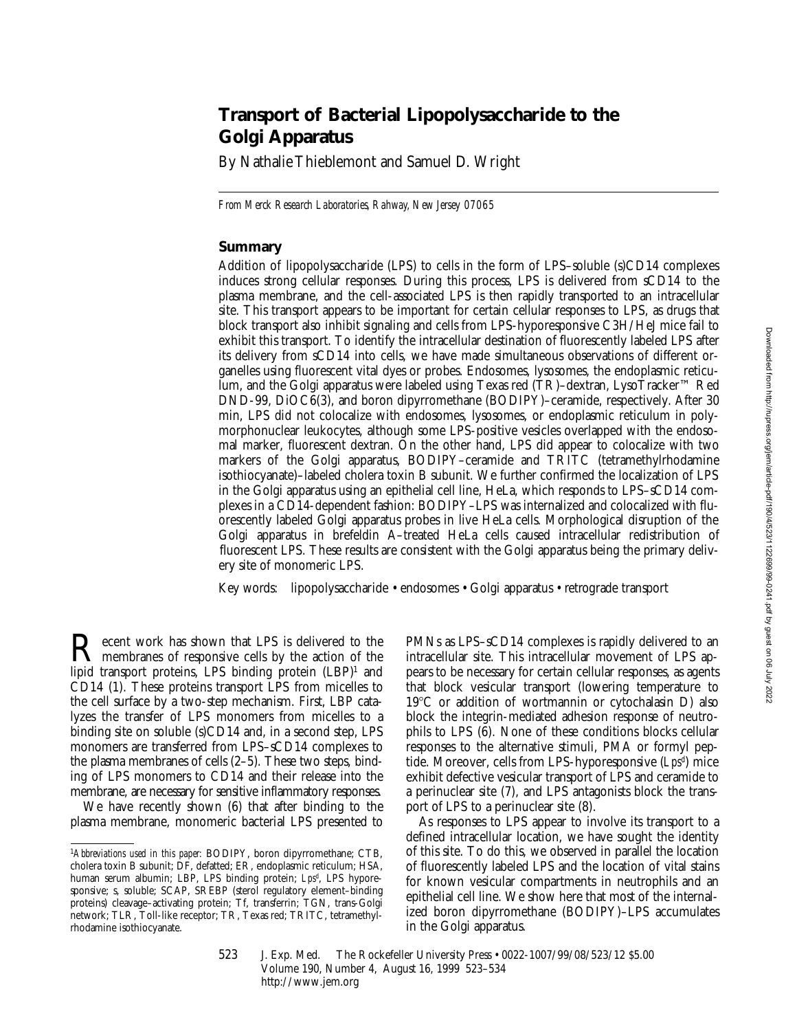# Transport of Bacterial Lipopolysaccharide to the Golgi Apparatus

By Nathalie Thieblemont and Samuel D. Wright

*From Merck Research Laboratories, Rahway, New Jersey 07065*

## Summary

Addition of lipopolysaccharide (LPS) to cells in the form of LPS–soluble (s)CD14 complexes induces strong cellular responses. During this process, LPS is delivered from sCD14 to the plasma membrane, and the cell-associated LPS is then rapidly transported to an intracellular site. This transport appears to be important for certain cellular responses to LPS, as drugs that block transport also inhibit signaling and cells from LPS-hyporesponsive C3H/HeJ mice fail to exhibit this transport. To identify the intracellular destination of fluorescently labeled LPS after its delivery from sCD14 into cells, we have made simultaneous observations of different organelles using fluorescent vital dyes or probes. Endosomes, lysosomes, the endoplasmic reticulum, and the Golgi apparatus were labeled using Texas red (TR)–dextran, LysoTracker™ Red DND-99, DiOC6(3), and boron dipyrromethane (BODIPY)–ceramide, respectively. After 30 min, LPS did not colocalize with endosomes, lysosomes, or endoplasmic reticulum in polymorphonuclear leukocytes, although some LPS-positive vesicles overlapped with the endosomal marker, fluorescent dextran. On the other hand, LPS did appear to colocalize with two markers of the Golgi apparatus, BODIPY–ceramide and TRITC (tetramethylrhodamine isothiocyanate)–labeled cholera toxin B subunit. We further confirmed the localization of LPS in the Golgi apparatus using an epithelial cell line, HeLa, which responds to LPS–sCD14 complexes in a CD14-dependent fashion: BODIPY–LPS was internalized and colocalized with fluorescently labeled Golgi apparatus probes in live HeLa cells. Morphological disruption of the Golgi apparatus in brefeldin A–treated HeLa cells caused intracellular redistribution of fluorescent LPS. These results are consistent with the Golgi apparatus being the primary delivery site of monomeric LPS.

Key words: lipopolysaccharide • endosomes • Golgi apparatus • retrograde transport

Recent work has shown that LPS is delivered to the membranes of responsive cells by the action of the lipid transport proteins, LPS binding protein (LBP)[1] and CD14 (1). These proteins transport LPS from micelles to the cell surface by a two-step mechanism. First, LBP catalyzes the transfer of LPS monomers from micelles to a binding site on soluble (s)CD14 and, in a second step, LPS monomers are transferred from LPS–sCD14 complexes to the plasma membranes of cells (2–5). These two steps, binding of LPS monomers to CD14 and their release into the membrane, are necessary for sensitive inflammatory responses.

We have recently shown (6) that after binding to the plasma membrane, monomeric bacterial LPS presented to PMNs as LPS–sCD14 complexes is rapidly delivered to an intracellular site. This intracellular movement of LPS appears to be necessary for certain cellular responses, as agents that block vesicular transport (lowering temperature to 19°C or addition of wortmannin or cytochalasin D) also block the integrin-mediated adhesion response of neutrophils to LPS (6). None of these conditions blocks cellular responses to the alternative stimuli, PMA or formyl peptide. Moreover, cells from LPS-hyporesponsive (*Lps*$^d$) mice exhibit defective vesicular transport of LPS and ceramide to a perinuclear site (7), and LPS antagonists block the transport of LPS to a perinuclear site (8).

As responses to LPS appear to involve its transport to a defined intracellular location, we have sought the identity of this site. To do this, we observed in parallel the location of fluorescently labeled LPS and the location of vital stains for known vesicular compartments in neutrophils and an epithelial cell line. We show here that most of the internalized boron dipyrromethane (BODIPY)–LPS accumulates in the Golgi apparatus.

[1]*Abbreviations used in this paper:* BODIPY, boron dipyrromethane; CTB, cholera toxin B subunit; DF, defatted; ER, endoplasmic reticulum; HSA, human serum albumin; LBP, LPS binding protein; *Lps*$^d$, LPS hyporesponsive; s, soluble; SCAP, SREBP (sterol regulatory element–binding proteins) cleavage–activating protein; Tf, transferrin; TGN, trans-Golgi network; TLR, Toll-like receptor; TR, Texas red; TRITC, tetramethylrhodamine isothiocyanate.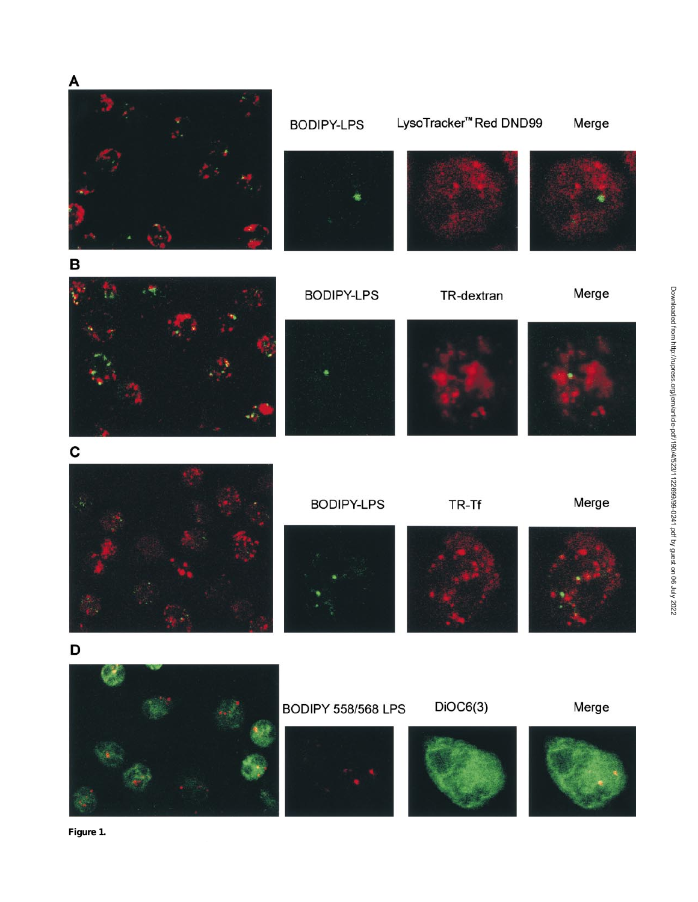**Figure 1.**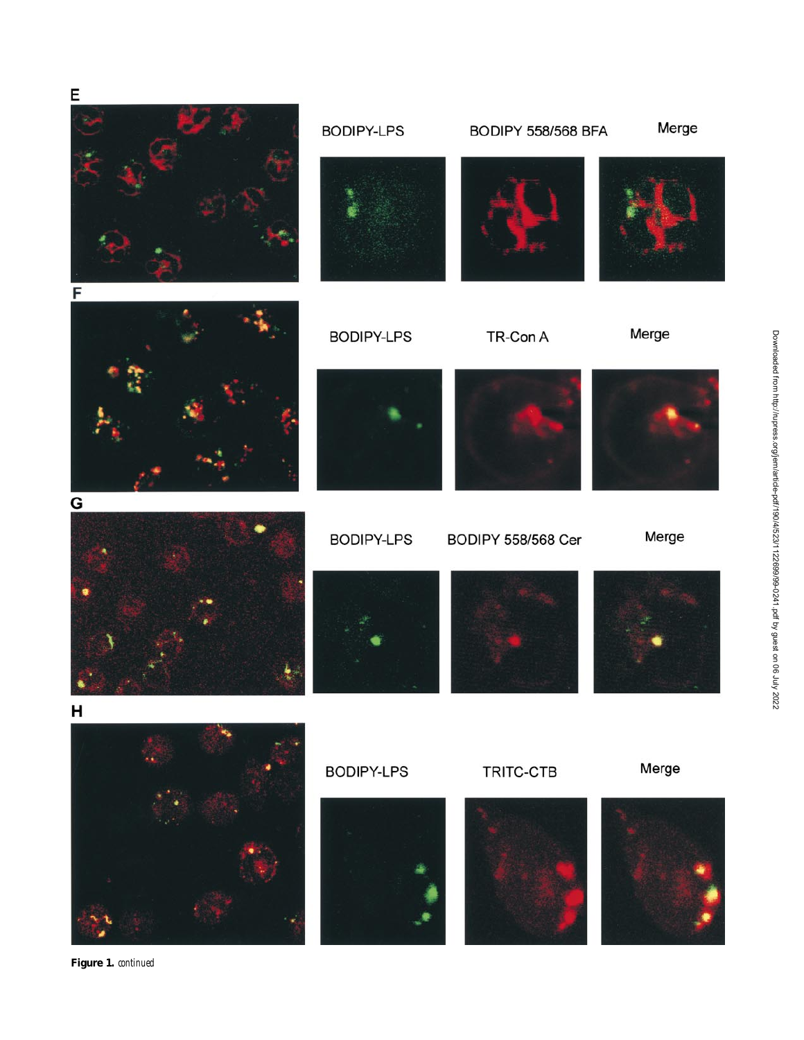**Figure 1.** continued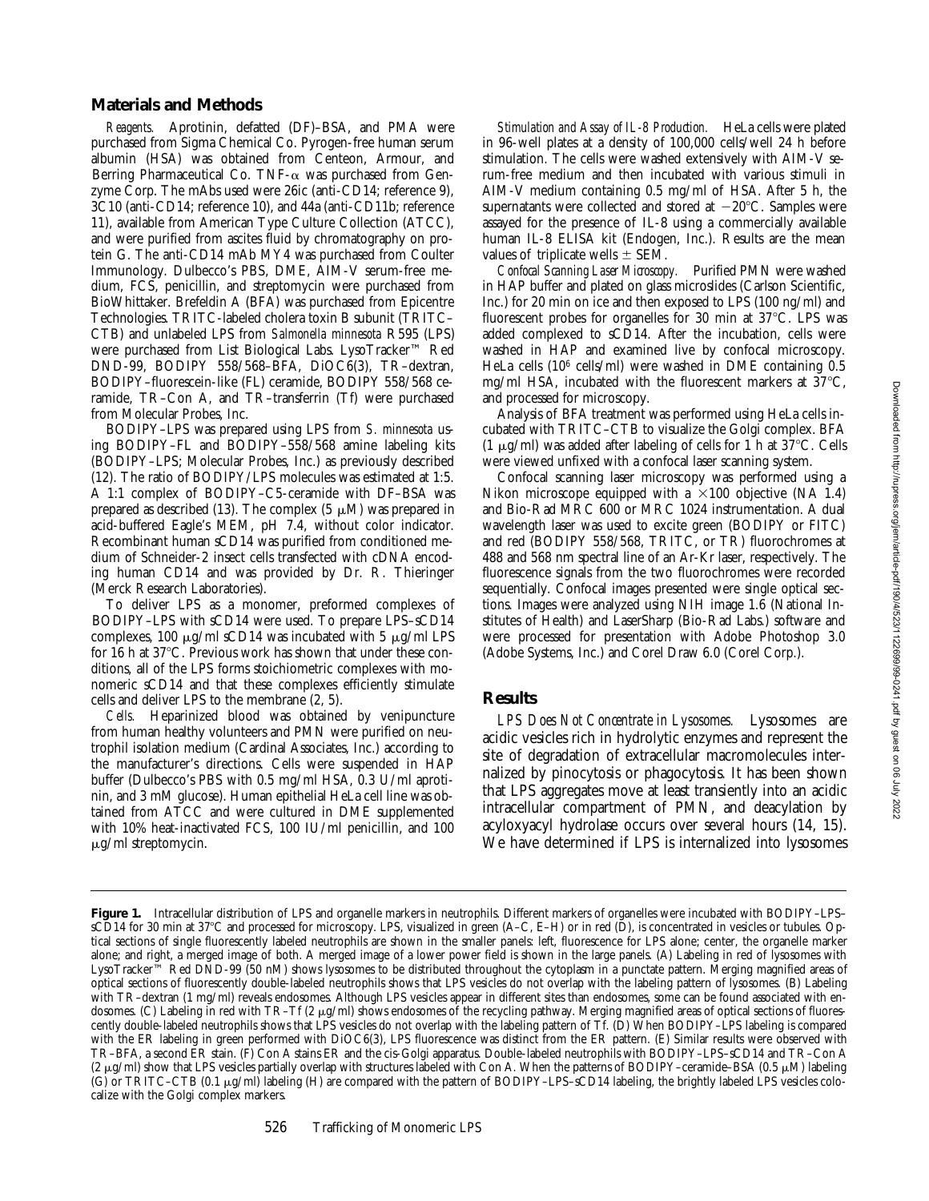## Materials and Methods

*Reagents.* Aprotinin, defatted (DF)–BSA, and PMA were purchased from Sigma Chemical Co. Pyrogen-free human serum albumin (HSA) was obtained from Centeon, Armour, and Berring Pharmaceutical Co. TNF-$\alpha$ was purchased from Genzyme Corp. The mAbs used were 26ic (anti-CD14; reference 9), 3C10 (anti-CD14; reference 10), and 44a (anti-CD11b; reference 11), available from American Type Culture Collection (ATCC), and were purified from ascites fluid by chromatography on protein G. The anti-CD14 mAb MY4 was purchased from Coulter Immunology. Dulbecco's PBS, DME, AIM-V serum-free medium, FCS, penicillin, and streptomycin were purchased from BioWhittaker. Brefeldin A (BFA) was purchased from Epicentre Technologies. TRITC-labeled cholera toxin B subunit (TRITC–CTB) and unlabeled LPS from *Salmonella minnesota* R595 (LPS) were purchased from List Biological Labs. LysoTracker™ Red DND-99, BODIPY 558/568–BFA, DiOC6(3), TR–dextran, BODIPY–fluorescein-like (FL) ceramide, BODIPY 558/568 ceramide, TR–Con A, and TR–transferrin (Tf) were purchased from Molecular Probes, Inc.

BODIPY–LPS was prepared using LPS from *S. minnesota* using BODIPY–FL and BODIPY–558/568 amine labeling kits (BODIPY–LPS; Molecular Probes, Inc.) as previously described (12). The ratio of BODIPY/LPS molecules was estimated at 1:5. A 1:1 complex of BODIPY–C5-ceramide with DF–BSA was prepared as described (13). The complex (5 μM) was prepared in acid-buffered Eagle's MEM, pH 7.4, without color indicator. Recombinant human sCD14 was purified from conditioned medium of Schneider-2 insect cells transfected with cDNA encoding human CD14 and was provided by Dr. R. Thieringer (Merck Research Laboratories).

To deliver LPS as a monomer, preformed complexes of BODIPY–LPS with sCD14 were used. To prepare LPS–sCD14 complexes, 100 μg/ml sCD14 was incubated with 5 μg/ml LPS for 16 h at 37°C. Previous work has shown that under these conditions, all of the LPS forms stoichiometric complexes with monomeric sCD14 and that these complexes efficiently stimulate cells and deliver LPS to the membrane (2, 5).

*Cells.* Heparinized blood was obtained by venipuncture from human healthy volunteers and PMN were purified on neutrophil isolation medium (Cardinal Associates, Inc.) according to the manufacturer's directions. Cells were suspended in HAP buffer (Dulbecco's PBS with 0.5 mg/ml HSA, 0.3 U/ml aprotinin, and 3 mM glucose). Human epithelial HeLa cell line was obtained from ATCC and were cultured in DME supplemented with 10% heat-inactivated FCS, 100 IU/ml penicillin, and 100 μg/ml streptomycin.

*Stimulation and Assay of IL-8 Production.* HeLa cells were plated in 96-well plates at a density of 100,000 cells/well 24 h before stimulation. The cells were washed extensively with AIM-V serum-free medium and then incubated with various stimuli in AIM-V medium containing 0.5 mg/ml of HSA. After 5 h, the supernatants were collected and stored at −20°C. Samples were assayed for the presence of IL-8 using a commercially available human IL-8 ELISA kit (Endogen, Inc.). Results are the mean values of triplicate wells ± SEM.

*Confocal Scanning Laser Microscopy.* Purified PMN were washed in HAP buffer and plated on glass microslides (Carlson Scientific, Inc.) for 20 min on ice and then exposed to LPS (100 ng/ml) and fluorescent probes for organelles for 30 min at 37°C. LPS was added complexed to sCD14. After the incubation, cells were washed in HAP and examined live by confocal microscopy. HeLa cells ($10^6$ cells/ml) were washed in DME containing 0.5 mg/ml HSA, incubated with the fluorescent markers at 37°C, and processed for microscopy.

Analysis of BFA treatment was performed using HeLa cells incubated with TRITC–CTB to visualize the Golgi complex. BFA (1 μg/ml) was added after labeling of cells for 1 h at 37°C. Cells were viewed unfixed with a confocal laser scanning system.

Confocal scanning laser microscopy was performed using a Nikon microscope equipped with a ×100 objective (NA 1.4) and Bio-Rad MRC 600 or MRC 1024 instrumentation. A dual wavelength laser was used to excite green (BODIPY or FITC) and red (BODIPY 558/568, TRITC, or TR) fluorochromes at 488 and 568 nm spectral line of an Ar-Kr laser, respectively. The fluorescence signals from the two fluorochromes were recorded sequentially. Confocal images presented were single optical sections. Images were analyzed using NIH image 1.6 (National Institutes of Health) and LaserSharp (Bio-Rad Labs.) software and were processed for presentation with Adobe Photoshop 3.0 (Adobe Systems, Inc.) and Corel Draw 6.0 (Corel Corp.).

## Results

*LPS Does Not Concentrate in Lysosomes.* Lysosomes are acidic vesicles rich in hydrolytic enzymes and represent the site of degradation of extracellular macromolecules internalized by pinocytosis or phagocytosis. It has been shown that LPS aggregates move at least transiently into an acidic intracellular compartment of PMN, and deacylation by acyloxyacyl hydrolase occurs over several hours (14, 15). We have determined if LPS is internalized into lysosomes

**Figure 1.** Intracellular distribution of LPS and organelle markers in neutrophils. Different markers of organelles were incubated with BODIPY–LPS–sCD14 for 30 min at 37°C and processed for microscopy. LPS, visualized in green (A–C, E–H) or in red (D), is concentrated in vesicles or tubules. Optical sections of single fluorescently labeled neutrophils are shown in the smaller panels: left, fluorescence for LPS alone; center, the organelle marker alone; and right, a merged image of both. A merged image of a lower power field is shown in the large panels. (A) Labeling in red of lysosomes with LysoTracker™ Red DND-99 (50 nM) shows lysosomes to be distributed throughout the cytoplasm in a punctate pattern. Merging magnified areas of optical sections of fluorescently double-labeled neutrophils shows that LPS vesicles do not overlap with the labeling pattern of lysosomes. (B) Labeling with TR–dextran (1 mg/ml) reveals endosomes. Although LPS vesicles appear in different sites than endosomes, some can be found associated with endosomes. (C) Labeling in red with TR–Tf (2 μg/ml) shows endosomes of the recycling pathway. Merging magnified areas of optical sections of fluorescently double-labeled neutrophils shows that LPS vesicles do not overlap with the labeling pattern of Tf. (D) When BODIPY–LPS labeling is compared with the ER labeling in green performed with DiOC6(3), LPS fluorescence was distinct from the ER pattern. (E) Similar results were observed with TR–BFA, a second ER stain. (F) Con A stains ER and the cis-Golgi apparatus. Double-labeled neutrophils with BODIPY–LPS–sCD14 and TR–Con A (2 μg/ml) show that LPS vesicles partially overlap with structures labeled with Con A. When the patterns of BODIPY–ceramide–BSA (0.5 μM) labeling (G) or TRITC–CTB (0.1 μg/ml) labeling (H) are compared with the pattern of BODIPY–LPS–sCD14 labeling, the brightly labeled LPS vesicles colocalize with the Golgi complex markers.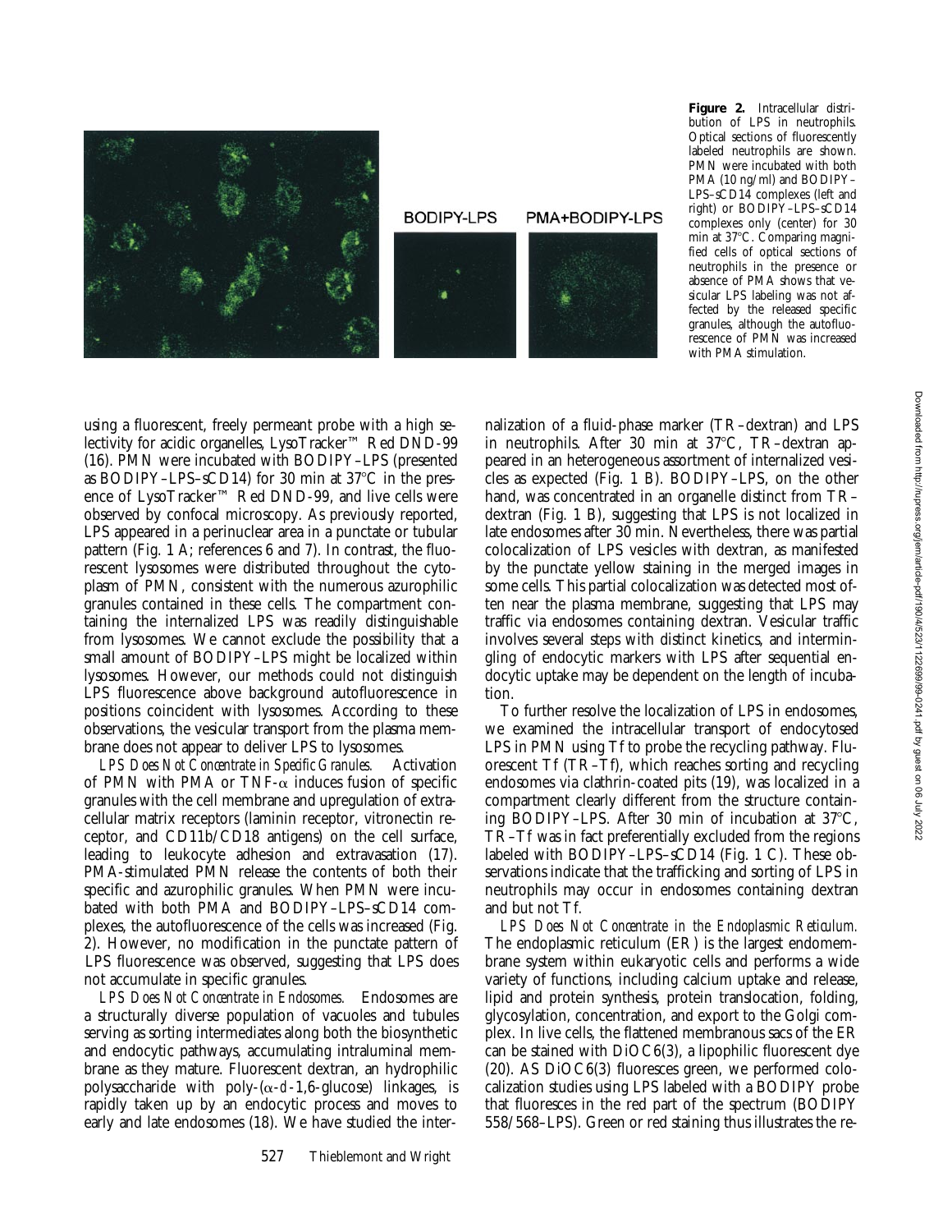**Figure 2.** Intracellular distribution of LPS in neutrophils. Optical sections of fluorescently labeled neutrophils are shown. PMN were incubated with both PMA (10 ng/ml) and BODIPY–LPS–sCD14 complexes (left and right) or BODIPY–LPS–sCD14 complexes only (center) for 30 min at 37°C. Comparing magnified cells of optical sections of neutrophils in the presence or absence of PMA shows that vesicular LPS labeling was not affected by the released specific granules, although the autofluorescence of PMN was increased with PMA stimulation.

using a fluorescent, freely permeant probe with a high selectivity for acidic organelles, LysoTracker™ Red DND-99 (16). PMN were incubated with BODIPY–LPS (presented as BODIPY–LPS–sCD14) for 30 min at 37°C in the presence of LysoTracker™ Red DND-99, and live cells were observed by confocal microscopy. As previously reported, LPS appeared in a perinuclear area in a punctate or tubular pattern (Fig. 1 A; references 6 and 7). In contrast, the fluorescent lysosomes were distributed throughout the cytoplasm of PMN, consistent with the numerous azurophilic granules contained in these cells. The compartment containing the internalized LPS was readily distinguishable from lysosomes. We cannot exclude the possibility that a small amount of BODIPY–LPS might be localized within lysosomes. However, our methods could not distinguish LPS fluorescence above background autofluorescence in positions coincident with lysosomes. According to these observations, the vesicular transport from the plasma membrane does not appear to deliver LPS to lysosomes.

*LPS Does Not Concentrate in Specific Granules.* Activation of PMN with PMA or TNF-$\alpha$ induces fusion of specific granules with the cell membrane and upregulation of extracellular matrix receptors (laminin receptor, vitronectin receptor, and CD11b/CD18 antigens) on the cell surface, leading to leukocyte adhesion and extravasation (17). PMA-stimulated PMN release the contents of both their specific and azurophilic granules. When PMN were incubated with both PMA and BODIPY–LPS–sCD14 complexes, the autofluorescence of the cells was increased (Fig. 2). However, no modification in the punctate pattern of LPS fluorescence was observed, suggesting that LPS does not accumulate in specific granules.

*LPS Does Not Concentrate in Endosomes.* Endosomes are a structurally diverse population of vacuoles and tubules serving as sorting intermediates along both the biosynthetic and endocytic pathways, accumulating intraluminal membrane as they mature. Fluorescent dextran, an hydrophilic polysaccharide with poly-($\alpha$-*d*-1,6-glucose) linkages, is rapidly taken up by an endocytic process and moves to early and late endosomes (18). We have studied the internalization of a fluid-phase marker (TR–dextran) and LPS in neutrophils. After 30 min at 37°C, TR–dextran appeared in an heterogeneous assortment of internalized vesicles as expected (Fig. 1 B). BODIPY–LPS, on the other hand, was concentrated in an organelle distinct from TR–dextran (Fig. 1 B), suggesting that LPS is not localized in late endosomes after 30 min. Nevertheless, there was partial colocalization of LPS vesicles with dextran, as manifested by the punctate yellow staining in the merged images in some cells. This partial colocalization was detected most often near the plasma membrane, suggesting that LPS may traffic via endosomes containing dextran. Vesicular traffic involves several steps with distinct kinetics, and intermingling of endocytic markers with LPS after sequential endocytic uptake may be dependent on the length of incubation.

To further resolve the localization of LPS in endosomes, we examined the intracellular transport of endocytosed LPS in PMN using Tf to probe the recycling pathway. Fluorescent Tf (TR–Tf), which reaches sorting and recycling endosomes via clathrin-coated pits (19), was localized in a compartment clearly different from the structure containing BODIPY–LPS. After 30 min of incubation at 37°C, TR–Tf was in fact preferentially excluded from the regions labeled with BODIPY–LPS–sCD14 (Fig. 1 C). These observations indicate that the trafficking and sorting of LPS in neutrophils may occur in endosomes containing dextran and but not Tf.

*LPS Does Not Concentrate in the Endoplasmic Reticulum.* The endoplasmic reticulum (ER) is the largest endomembrane system within eukaryotic cells and performs a wide variety of functions, including calcium uptake and release, lipid and protein synthesis, protein translocation, folding, glycosylation, concentration, and export to the Golgi complex. In live cells, the flattened membranous sacs of the ER can be stained with DiOC6(3), a lipophilic fluorescent dye (20). AS DiOC6(3) fluoresces green, we performed colocalization studies using LPS labeled with a BODIPY probe that fluoresces in the red part of the spectrum (BODIPY 558/568–LPS). Green or red staining thus illustrates the re-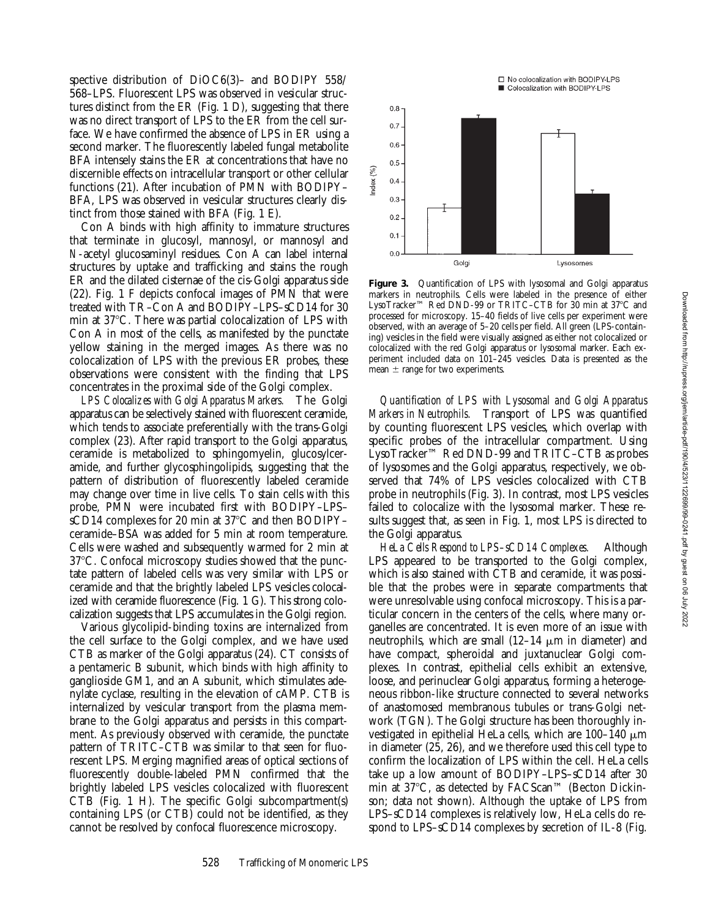spective distribution of DiOC6(3)– and BODIPY 558/568–LPS. Fluorescent LPS was observed in vesicular structures distinct from the ER (Fig. 1 D), suggesting that there was no direct transport of LPS to the ER from the cell surface. We have confirmed the absence of LPS in ER using a second marker. The fluorescently labeled fungal metabolite BFA intensely stains the ER at concentrations that have no discernible effects on intracellular transport or other cellular functions (21). After incubation of PMN with BODIPY–BFA, LPS was observed in vesicular structures clearly distinct from those stained with BFA (Fig. 1 E).

Con A binds with high affinity to immature structures that terminate in glucosyl, mannosyl, or mannosyl and *N*-acetyl glucosaminyl residues. Con A can label internal structures by uptake and trafficking and stains the rough ER and the dilated cisternae of the cis-Golgi apparatus side (22). Fig. 1 F depicts confocal images of PMN that were treated with TR–Con A and BODIPY–LPS–sCD14 for 30 min at 37°C. There was partial colocalization of LPS with Con A in most of the cells, as manifested by the punctate yellow staining in the merged images. As there was no colocalization of LPS with the previous ER probes, these observations were consistent with the finding that LPS concentrates in the proximal side of the Golgi complex.

*LPS Colocalizes with Golgi Apparatus Markers.* The Golgi apparatus can be selectively stained with fluorescent ceramide, which tends to associate preferentially with the trans-Golgi complex (23). After rapid transport to the Golgi apparatus, ceramide is metabolized to sphingomyelin, glucosylceramide, and further glycosphingolipids, suggesting that the pattern of distribution of fluorescently labeled ceramide may change over time in live cells. To stain cells with this probe, PMN were incubated first with BODIPY–LPS–sCD14 complexes for 20 min at 37°C and then BODIPY–ceramide–BSA was added for 5 min at room temperature. Cells were washed and subsequently warmed for 2 min at 37°C. Confocal microscopy studies showed that the punctate pattern of labeled cells was very similar with LPS or ceramide and that the brightly labeled LPS vesicles colocalized with ceramide fluorescence (Fig. 1 G). This strong colocalization suggests that LPS accumulates in the Golgi region.

Various glycolipid-binding toxins are internalized from the cell surface to the Golgi complex, and we have used CTB as marker of the Golgi apparatus (24). CT consists of a pentameric B subunit, which binds with high affinity to ganglioside GM1, and an A subunit, which stimulates adenylate cyclase, resulting in the elevation of cAMP. CTB is internalized by vesicular transport from the plasma membrane to the Golgi apparatus and persists in this compartment. As previously observed with ceramide, the punctate pattern of TRITC–CTB was similar to that seen for fluorescent LPS. Merging magnified areas of optical sections of fluorescently double-labeled PMN confirmed that the brightly labeled LPS vesicles colocalized with fluorescent CTB (Fig. 1 H). The specific Golgi subcompartment(s) containing LPS (or CTB) could not be identified, as they cannot be resolved by confocal fluorescence microscopy.

**Figure 3.** Quantification of LPS with lysosomal and Golgi apparatus markers in neutrophils. Cells were labeled in the presence of either LysoTracker™ Red DND-99 or TRITC–CTB for 30 min at 37°C and processed for microscopy. 15–40 fields of live cells per experiment were observed, with an average of 5–20 cells per field. All green (LPS-containing) vesicles in the field were visually assigned as either not colocalized or colocalized with the red Golgi apparatus or lysosomal marker. Each experiment included data on 101–245 vesicles. Data is presented as the mean ± range for two experiments.

*Quantification of LPS with Lysosomal and Golgi Apparatus Markers in Neutrophils.* Transport of LPS was quantified by counting fluorescent LPS vesicles, which overlap with specific probes of the intracellular compartment. Using LysoTracker™ Red DND-99 and TRITC–CTB as probes of lysosomes and the Golgi apparatus, respectively, we observed that 74% of LPS vesicles colocalized with CTB probe in neutrophils (Fig. 3). In contrast, most LPS vesicles failed to colocalize with the lysosomal marker. These results suggest that, as seen in Fig. 1, most LPS is directed to the Golgi apparatus.

*HeLa Cells Respond to LPS–sCD14 Complexes.* Although LPS appeared to be transported to the Golgi complex, which is also stained with CTB and ceramide, it was possible that the probes were in separate compartments that were unresolvable using confocal microscopy. This is a particular concern in the centers of the cells, where many organelles are concentrated. It is even more of an issue with neutrophils, which are small (12–14 μm in diameter) and have compact, spheroidal and juxtanuclear Golgi complexes. In contrast, epithelial cells exhibit an extensive, loose, and perinuclear Golgi apparatus, forming a heterogeneous ribbon-like structure connected to several networks of anastomosed membranous tubules or trans-Golgi network (TGN). The Golgi structure has been thoroughly investigated in epithelial HeLa cells, which are 100–140 μm in diameter (25, 26), and we therefore used this cell type to confirm the localization of LPS within the cell. HeLa cells take up a low amount of BODIPY–LPS–sCD14 after 30 min at 37°C, as detected by FACScan™ (Becton Dickinson; data not shown). Although the uptake of LPS from LPS–sCD14 complexes is relatively low, HeLa cells do respond to LPS–sCD14 complexes by secretion of IL-8 (Fig.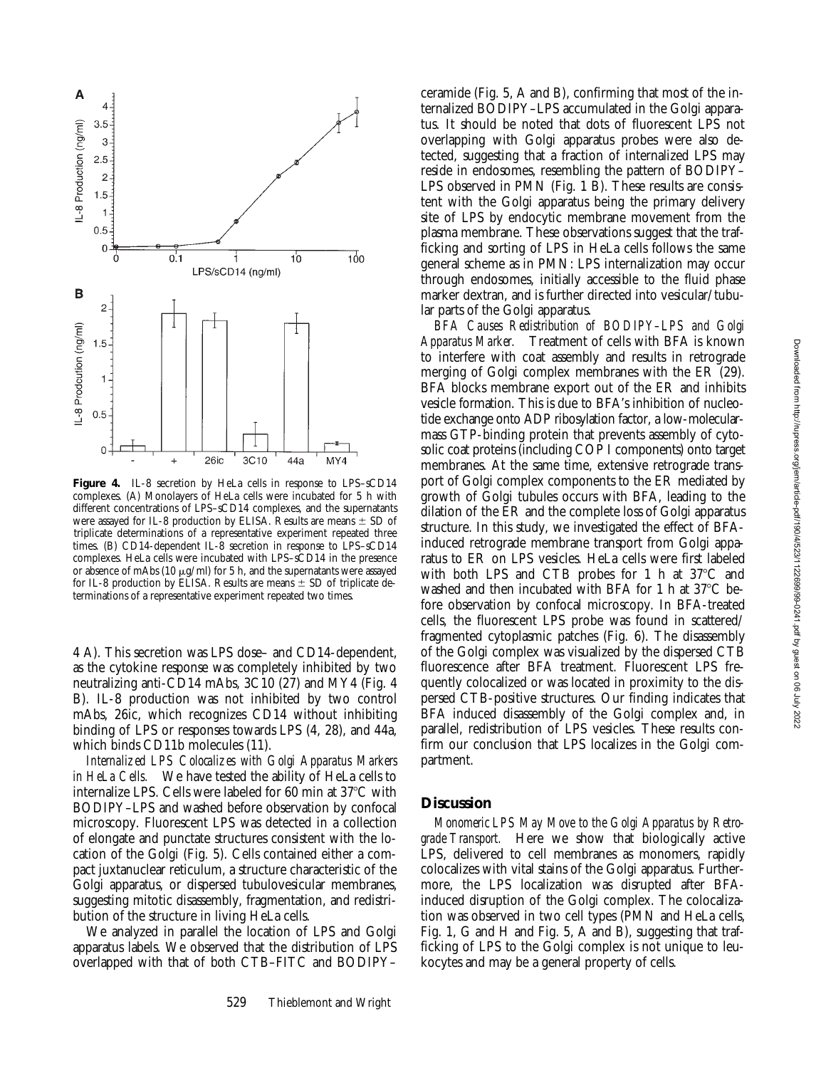**Figure 4.** IL-8 secretion by HeLa cells in response to LPS–sCD14 complexes. (A) Monolayers of HeLa cells were incubated for 5 h with different concentrations of LPS–sCD14 complexes, and the supernatants were assayed for IL-8 production by ELISA. Results are means ± SD of triplicate determinations of a representative experiment repeated three times. (B) CD14-dependent IL-8 secretion in response to LPS–sCD14 complexes. HeLa cells were incubated with LPS–sCD14 in the presence or absence of mAbs (10 μg/ml) for 5 h, and the supernatants were assayed for IL-8 production by ELISA. Results are means ± SD of triplicate determinations of a representative experiment repeated two times.

4 A). This secretion was LPS dose– and CD14-dependent, as the cytokine response was completely inhibited by two neutralizing anti-CD14 mAbs, 3C10 (27) and MY4 (Fig. 4 B). IL-8 production was not inhibited by two control mAbs, 26ic, which recognizes CD14 without inhibiting binding of LPS or responses towards LPS (4, 28), and 44a, which binds CD11b molecules (11).

*Internalized LPS Colocalizes with Golgi Apparatus Markers in HeLa Cells.* We have tested the ability of HeLa cells to internalize LPS. Cells were labeled for 60 min at 37°C with BODIPY–LPS and washed before observation by confocal microscopy. Fluorescent LPS was detected in a collection of elongate and punctate structures consistent with the location of the Golgi (Fig. 5). Cells contained either a compact juxtanuclear reticulum, a structure characteristic of the Golgi apparatus, or dispersed tubulovesicular membranes, suggesting mitotic disassembly, fragmentation, and redistribution of the structure in living HeLa cells.

We analyzed in parallel the location of LPS and Golgi apparatus labels. We observed that the distribution of LPS overlapped with that of both CTB–FITC and BODIPY–ceramide (Fig. 5, A and B), confirming that most of the internalized BODIPY–LPS accumulated in the Golgi apparatus. It should be noted that dots of fluorescent LPS not overlapping with Golgi apparatus probes were also detected, suggesting that a fraction of internalized LPS may reside in endosomes, resembling the pattern of BODIPY–LPS observed in PMN (Fig. 1 B). These results are consistent with the Golgi apparatus being the primary delivery site of LPS by endocytic membrane movement from the plasma membrane. These observations suggest that the trafficking and sorting of LPS in HeLa cells follows the same general scheme as in PMN: LPS internalization may occur through endosomes, initially accessible to the fluid phase marker dextran, and is further directed into vesicular/tubular parts of the Golgi apparatus.

*BFA Causes Redistribution of BODIPY–LPS and Golgi Apparatus Marker.* Treatment of cells with BFA is known to interfere with coat assembly and results in retrograde merging of Golgi complex membranes with the ER (29). BFA blocks membrane export out of the ER and inhibits vesicle formation. This is due to BFA's inhibition of nucleotide exchange onto ADP ribosylation factor, a low-molecular-mass GTP-binding protein that prevents assembly of cytosolic coat proteins (including COP I components) onto target membranes. At the same time, extensive retrograde transport of Golgi complex components to the ER mediated by growth of Golgi tubules occurs with BFA, leading to the dilation of the ER and the complete loss of Golgi apparatus structure. In this study, we investigated the effect of BFA-induced retrograde membrane transport from Golgi apparatus to ER on LPS vesicles. HeLa cells were first labeled with both LPS and CTB probes for 1 h at 37°C and washed and then incubated with BFA for 1 h at 37°C before observation by confocal microscopy. In BFA-treated cells, the fluorescent LPS probe was found in scattered/fragmented cytoplasmic patches (Fig. 6). The disassembly of the Golgi complex was visualized by the dispersed CTB fluorescence after BFA treatment. Fluorescent LPS frequently colocalized or was located in proximity to the dispersed CTB-positive structures. Our finding indicates that BFA induced disassembly of the Golgi complex and, in parallel, redistribution of LPS vesicles. These results confirm our conclusion that LPS localizes in the Golgi compartment.

## Discussion

*Monomeric LPS May Move to the Golgi Apparatus by Retrograde Transport.* Here we show that biologically active LPS, delivered to cell membranes as monomers, rapidly colocalizes with vital stains of the Golgi apparatus. Furthermore, the LPS localization was disrupted after BFA-induced disruption of the Golgi complex. The colocalization was observed in two cell types (PMN and HeLa cells, Fig. 1, G and H and Fig. 5, A and B), suggesting that trafficking of LPS to the Golgi complex is not unique to leukocytes and may be a general property of cells.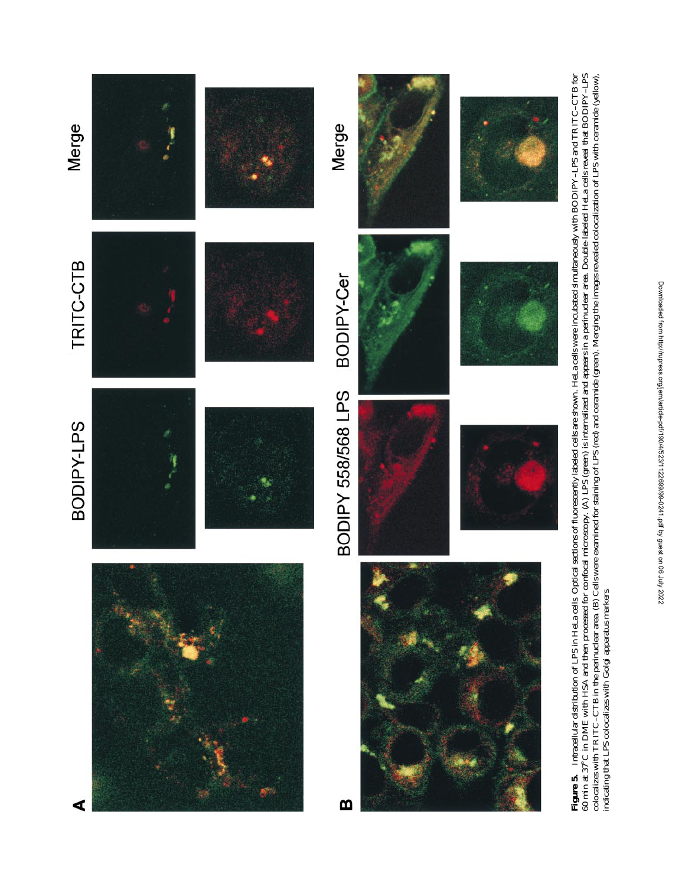**Figure 5.** Intracellular distribution of LPS in HeLa cells. Optical sections of fluorescently labeled cells are shown. HeLa cells were incubated simultaneously with BODIPY–LPS and TRITC–CTB for 60 min at 37°C in DME with HSA and then processed for confocal microscopy. (A) LPS (green) is internalized and appears in a perinuclear area. Double-labeled HeLa cells reveal that BODIPY–LPS colocalizes with TRITC–CTB in the perinuclear area. (B) Cells were examined for staining of LPS (red) and ceramide (green). Merging the images revealed colocalization of LPS with ceramide (yellow), indicating that LPS colocalizes with Golgi apparatus markers.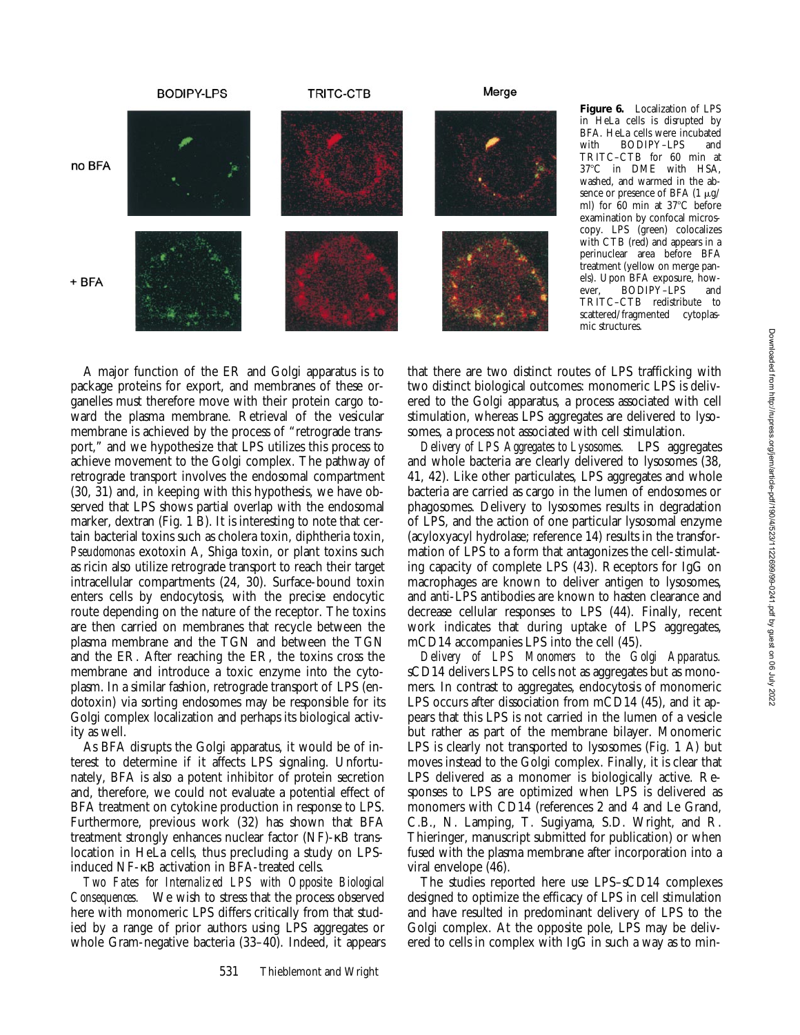**Figure 6.** Localization of LPS in HeLa cells is disrupted by BFA. HeLa cells were incubated with BODIPY–LPS and TRITC–CTB for 60 min at 37°C in DME with HSA, washed, and warmed in the absence or presence of BFA (1 μg/ml) for 60 min at 37°C before examination by confocal microscopy. LPS (green) colocalizes with CTB (red) and appears in a perinuclear area before BFA treatment (yellow on merge panels). Upon BFA exposure, however, BODIPY–LPS and TRITC–CTB redistribute to scattered/fragmented cytoplasmic structures.

A major function of the ER and Golgi apparatus is to package proteins for export, and membranes of these organelles must therefore move with their protein cargo toward the plasma membrane. Retrieval of the vesicular membrane is achieved by the process of "retrograde transport," and we hypothesize that LPS utilizes this process to achieve movement to the Golgi complex. The pathway of retrograde transport involves the endosomal compartment (30, 31) and, in keeping with this hypothesis, we have observed that LPS shows partial overlap with the endosomal marker, dextran (Fig. 1 B). It is interesting to note that certain bacterial toxins such as cholera toxin, diphtheria toxin, *Pseudomonas* exotoxin A, Shiga toxin, or plant toxins such as ricin also utilize retrograde transport to reach their target intracellular compartments (24, 30). Surface-bound toxin enters cells by endocytosis, with the precise endocytic route depending on the nature of the receptor. The toxins are then carried on membranes that recycle between the plasma membrane and the TGN and between the TGN and the ER. After reaching the ER, the toxins cross the membrane and introduce a toxic enzyme into the cytoplasm. In a similar fashion, retrograde transport of LPS (endotoxin) via sorting endosomes may be responsible for its Golgi complex localization and perhaps its biological activity as well.

As BFA disrupts the Golgi apparatus, it would be of interest to determine if it affects LPS signaling. Unfortunately, BFA is also a potent inhibitor of protein secretion and, therefore, we could not evaluate a potential effect of BFA treatment on cytokine production in response to LPS. Furthermore, previous work (32) has shown that BFA treatment strongly enhances nuclear factor (NF)-κB translocation in HeLa cells, thus precluding a study on LPS-induced NF-κB activation in BFA-treated cells.

*Two Fates for Internalized LPS with Opposite Biological Consequences.* We wish to stress that the process observed here with monomeric LPS differs critically from that studied by a range of prior authors using LPS aggregates or whole Gram-negative bacteria (33–40). Indeed, it appears that there are two distinct routes of LPS trafficking with two distinct biological outcomes: monomeric LPS is delivered to the Golgi apparatus, a process associated with cell stimulation, whereas LPS aggregates are delivered to lysosomes, a process not associated with cell stimulation.

*Delivery of LPS Aggregates to Lysosomes.* LPS aggregates and whole bacteria are clearly delivered to lysosomes (38, 41, 42). Like other particulates, LPS aggregates and whole bacteria are carried as cargo in the lumen of endosomes or phagosomes. Delivery to lysosomes results in degradation of LPS, and the action of one particular lysosomal enzyme (acyloxyacyl hydrolase; reference 14) results in the transformation of LPS to a form that antagonizes the cell-stimulating capacity of complete LPS (43). Receptors for IgG on macrophages are known to deliver antigen to lysosomes, and anti-LPS antibodies are known to hasten clearance and decrease cellular responses to LPS (44). Finally, recent work indicates that during uptake of LPS aggregates, mCD14 accompanies LPS into the cell (45).

*Delivery of LPS Monomers to the Golgi Apparatus.* sCD14 delivers LPS to cells not as aggregates but as monomers. In contrast to aggregates, endocytosis of monomeric LPS occurs after dissociation from mCD14 (45), and it appears that this LPS is not carried in the lumen of a vesicle but rather as part of the membrane bilayer. Monomeric LPS is clearly not transported to lysosomes (Fig. 1 A) but moves instead to the Golgi complex. Finally, it is clear that LPS delivered as a monomer is biologically active. Responses to LPS are optimized when LPS is delivered as monomers with CD14 (references 2 and 4 and Le Grand, C.B., N. Lamping, T. Sugiyama, S.D. Wright, and R. Thieringer, manuscript submitted for publication) or when fused with the plasma membrane after incorporation into a viral envelope (46).

The studies reported here use LPS–sCD14 complexes designed to optimize the efficacy of LPS in cell stimulation and have resulted in predominant delivery of LPS to the Golgi complex. At the opposite pole, LPS may be delivered to cells in complex with IgG in such a way as to min-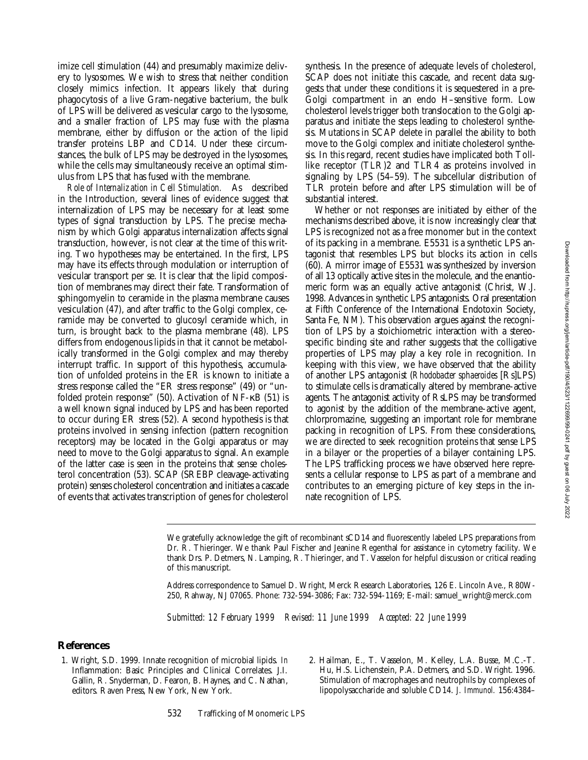imize cell stimulation (44) and presumably maximize delivery to lysosomes. We wish to stress that neither condition closely mimics infection. It appears likely that during phagocytosis of a live Gram-negative bacterium, the bulk of LPS will be delivered as vesicular cargo to the lysosome, and a smaller fraction of LPS may fuse with the plasma membrane, either by diffusion or the action of the lipid transfer proteins LBP and CD14. Under these circumstances, the bulk of LPS may be destroyed in the lysosomes, while the cells may simultaneously receive an optimal stimulus from LPS that has fused with the membrane.

*Role of Internalization in Cell Stimulation.* As described in the Introduction, several lines of evidence suggest that internalization of LPS may be necessary for at least some types of signal transduction by LPS. The precise mechanism by which Golgi apparatus internalization affects signal transduction, however, is not clear at the time of this writing. Two hypotheses may be entertained. In the first, LPS may have its effects through modulation or interruption of vesicular transport per se. It is clear that the lipid composition of membranes may direct their fate. Transformation of sphingomyelin to ceramide in the plasma membrane causes vesiculation (47), and after traffic to the Golgi complex, ceramide may be converted to glucosyl ceramide which, in turn, is brought back to the plasma membrane (48). LPS differs from endogenous lipids in that it cannot be metabolically transformed in the Golgi complex and may thereby interrupt traffic. In support of this hypothesis, accumulation of unfolded proteins in the ER is known to initiate a stress response called the "ER stress response" (49) or "unfolded protein response" (50). Activation of NF-κB (51) is a well known signal induced by LPS and has been reported to occur during ER stress (52). A second hypothesis is that proteins involved in sensing infection (pattern recognition receptors) may be located in the Golgi apparatus or may need to move to the Golgi apparatus to signal. An example of the latter case is seen in the proteins that sense cholesterol concentration (53). SCAP (SREBP cleavage-activating protein) senses cholesterol concentration and initiates a cascade of events that activates transcription of genes for cholesterol synthesis. In the presence of adequate levels of cholesterol, SCAP does not initiate this cascade, and recent data suggests that under these conditions it is sequestered in a pre-Golgi compartment in an endo H–sensitive form. Low cholesterol levels trigger both translocation to the Golgi apparatus and initiate the steps leading to cholesterol synthesis. Mutations in SCAP delete in parallel the ability to both move to the Golgi complex and initiate cholesterol synthesis. In this regard, recent studies have implicated both Toll-like receptor (TLR)2 and TLR4 as proteins involved in signaling by LPS (54–59). The subcellular distribution of TLR protein before and after LPS stimulation will be of substantial interest.

Whether or not responses are initiated by either of the mechanisms described above, it is now increasingly clear that LPS is recognized not as a free monomer but in the context of its packing in a membrane. E5531 is a synthetic LPS antagonist that resembles LPS but blocks its action in cells (60). A mirror image of E5531 was synthesized by inversion of all 13 optically active sites in the molecule, and the enantiomeric form was an equally active antagonist (Christ, W.J. 1998. Advances in synthetic LPS antagonists. Oral presentation at Fifth Conference of the International Endotoxin Society, Santa Fe, NM). This observation argues against the recognition of LPS by a stoichiometric interaction with a stereospecific binding site and rather suggests that the colligative properties of LPS may play a key role in recognition. In keeping with this view, we have observed that the ability of another LPS antagonist (*Rhodobacter sphaeroides* [Rs]LPS) to stimulate cells is dramatically altered by membrane-active agents. The antagonist activity of RsLPS may be transformed to agonist by the addition of the membrane-active agent, chlorpromazine, suggesting an important role for membrane packing in recognition of LPS. From these considerations, we are directed to seek recognition proteins that sense LPS in a bilayer or the properties of a bilayer containing LPS. The LPS trafficking process we have observed here represents a cellular response to LPS as part of a membrane and contributes to an emerging picture of key steps in the innate recognition of LPS.

We gratefully acknowledge the gift of recombinant sCD14 and fluorescently labeled LPS preparations from Dr. R. Thieringer. We thank Paul Fischer and Jeanine Regenthal for assistance in cytometry facility. We thank Drs. P. Detmers, N. Lamping, R. Thieringer, and T. Vasselon for helpful discussion or critical reading of this manuscript.

Address correspondence to Samuel D. Wright, Merck Research Laboratories, 126 E. Lincoln Ave., R80W-250, Rahway, NJ 07065. Phone: 732-594-3086; Fax: 732-594-1169; E-mail: samuel_wright@merck.com

*Submitted: 12 February 1999 Revised: 11 June 1999 Accepted: 22 June 1999*

## References

1. Wright, S.D. 1999. Innate recognition of microbial lipids. *In* Inflammation: Basic Principles and Clinical Correlates. J.I. Gallin, R. Snyderman, D. Fearon, B. Haynes, and C. Nathan, editors. Raven Press, New York, New York.
2. Hailman, E., T. Vasselon, M. Kelley, L.A. Busse, M.C.-T. Hu, H.S. Lichenstein, P.A. Detmers, and S.D. Wright. 1996. Stimulation of macrophages and neutrophils by complexes of lipopolysaccharide and soluble CD14. *J. Immunol.* 156:4384–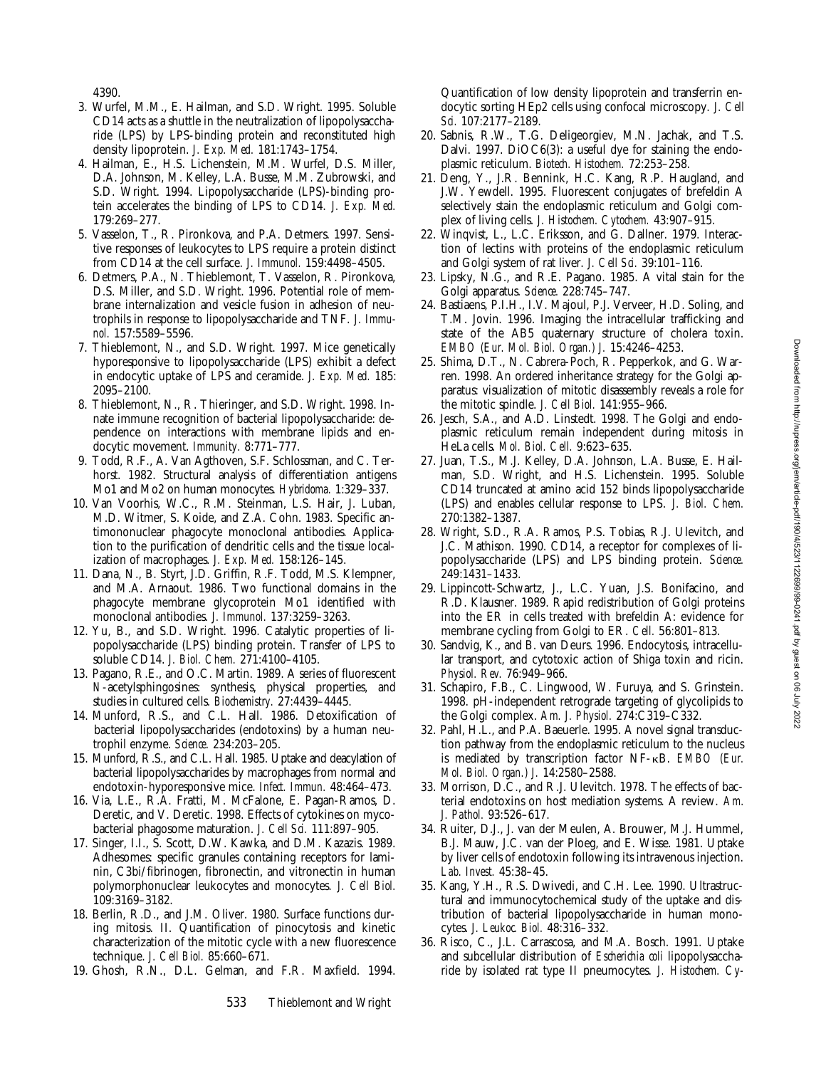4390.

3. Wurfel, M.M., E. Hailman, and S.D. Wright. 1995. Soluble CD14 acts as a shuttle in the neutralization of lipopolysaccharide (LPS) by LPS-binding protein and reconstituted high density lipoprotein. *J. Exp. Med.* 181:1743–1754.
4. Hailman, E., H.S. Lichenstein, M.M. Wurfel, D.S. Miller, D.A. Johnson, M. Kelley, L.A. Busse, M.M. Zubrowski, and S.D. Wright. 1994. Lipopolysaccharide (LPS)-binding protein accelerates the binding of LPS to CD14. *J. Exp. Med.* 179:269–277.
5. Vasselon, T., R. Pironkova, and P.A. Detmers. 1997. Sensitive responses of leukocytes to LPS require a protein distinct from CD14 at the cell surface. *J. Immunol.* 159:4498–4505.
6. Detmers, P.A., N. Thieblemont, T. Vasselon, R. Pironkova, D.S. Miller, and S.D. Wright. 1996. Potential role of membrane internalization and vesicle fusion in adhesion of neutrophils in response to lipopolysaccharide and TNF. *J. Immunol.* 157:5589–5596.
7. Thieblemont, N., and S.D. Wright. 1997. Mice genetically hyporesponsive to lipopolysaccharide (LPS) exhibit a defect in endocytic uptake of LPS and ceramide. *J. Exp. Med.* 185: 2095–2100.
8. Thieblemont, N., R. Thieringer, and S.D. Wright. 1998. Innate immune recognition of bacterial lipopolysaccharide: dependence on interactions with membrane lipids and endocytic movement. *Immunity.* 8:771–777.
9. Todd, R.F., A. Van Agthoven, S.F. Schlossman, and C. Terhorst. 1982. Structural analysis of differentiation antigens Mo1 and Mo2 on human monocytes. *Hybridoma.* 1:329–337.
10. Van Voorhis, W.C., R.M. Steinman, L.S. Hair, J. Luban, M.D. Witmer, S. Koide, and Z.A. Cohn. 1983. Specific antimononuclear phagocyte monoclonal antibodies. Application to the purification of dendritic cells and the tissue localization of macrophages. *J. Exp. Med.* 158:126–145.
11. Dana, N., B. Styrt, J.D. Griffin, R.F. Todd, M.S. Klempner, and M.A. Arnaout. 1986. Two functional domains in the phagocyte membrane glycoprotein Mo1 identified with monoclonal antibodies. *J. Immunol.* 137:3259–3263.
12. Yu, B., and S.D. Wright. 1996. Catalytic properties of lipopolysaccharide (LPS) binding protein. Transfer of LPS to soluble CD14. *J. Biol. Chem.* 271:4100–4105.
13. Pagano, R.E., and O.C. Martin. 1989. A series of fluorescent *N*-acetylsphingosines: synthesis, physical properties, and studies in cultured cells. *Biochemistry.* 27:4439–4445.
14. Munford, R.S., and C.L. Hall. 1986. Detoxification of bacterial lipopolysaccharides (endotoxins) by a human neutrophil enzyme. *Science.* 234:203–205.
15. Munford, R.S., and C.L. Hall. 1985. Uptake and deacylation of bacterial lipopolysaccharides by macrophages from normal and endotoxin-hyporesponsive mice. *Infect. Immun.* 48:464–473.
16. Via, L.E., R.A. Fratti, M. McFalone, E. Pagan-Ramos, D. Deretic, and V. Deretic. 1998. Effects of cytokines on mycobacterial phagosome maturation. *J. Cell Sci.* 111:897–905.
17. Singer, I.I., S. Scott, D.W. Kawka, and D.M. Kazazis. 1989. Adhesomes: specific granules containing receptors for laminin, C3bi/fibrinogen, fibronectin, and vitronectin in human polymorphonuclear leukocytes and monocytes. *J. Cell Biol.* 109:3169–3182.
18. Berlin, R.D., and J.M. Oliver. 1980. Surface functions during mitosis. II. Quantification of pinocytosis and kinetic characterization of the mitotic cycle with a new fluorescence technique. *J. Cell Biol.* 85:660–671.
19. Ghosh, R.N., D.L. Gelman, and F.R. Maxfield. 1994. Quantification of low density lipoprotein and transferrin endocytic sorting HEp2 cells using confocal microscopy. *J. Cell Sci.* 107:2177–2189.
20. Sabnis, R.W., T.G. Deligeorgiev, M.N. Jachak, and T.S. Dalvi. 1997. DiOC6(3): a useful dye for staining the endoplasmic reticulum. *Biotech. Histochem.* 72:253–258.
21. Deng, Y., J.R. Bennink, H.C. Kang, R.P. Haugland, and J.W. Yewdell. 1995. Fluorescent conjugates of brefeldin A selectively stain the endoplasmic reticulum and Golgi complex of living cells. *J. Histochem. Cytochem.* 43:907–915.
22. Winqvist, L., L.C. Eriksson, and G. Dallner. 1979. Interaction of lectins with proteins of the endoplasmic reticulum and Golgi system of rat liver. *J. Cell Sci.* 39:101–116.
23. Lipsky, N.G., and R.E. Pagano. 1985. A vital stain for the Golgi apparatus. *Science.* 228:745–747.
24. Bastiaens, P.I.H., I.V. Majoul, P.J. Verveer, H.D. Soling, and T.M. Jovin. 1996. Imaging the intracellular trafficking and state of the AB5 quaternary structure of cholera toxin. *EMBO (Eur. Mol. Biol. Organ.) J.* 15:4246–4253.
25. Shima, D.T., N. Cabrera-Poch, R. Pepperkok, and G. Warren. 1998. An ordered inheritance strategy for the Golgi apparatus: visualization of mitotic disassembly reveals a role for the mitotic spindle. *J. Cell Biol.* 141:955–966.
26. Jesch, S.A., and A.D. Linstedt. 1998. The Golgi and endoplasmic reticulum remain independent during mitosis in HeLa cells. *Mol. Biol. Cell.* 9:623–635.
27. Juan, T.S., M.J. Kelley, D.A. Johnson, L.A. Busse, E. Hailman, S.D. Wright, and H.S. Lichenstein. 1995. Soluble CD14 truncated at amino acid 152 binds lipopolysaccharide (LPS) and enables cellular response to LPS. *J. Biol. Chem.* 270:1382–1387.
28. Wright, S.D., R.A. Ramos, P.S. Tobias, R.J. Ulevitch, and J.C. Mathison. 1990. CD14, a receptor for complexes of lipopolysaccharide (LPS) and LPS binding protein. *Science.* 249:1431–1433.
29. Lippincott-Schwartz, J., L.C. Yuan, J.S. Bonifacino, and R.D. Klausner. 1989. Rapid redistribution of Golgi proteins into the ER in cells treated with brefeldin A: evidence for membrane cycling from Golgi to ER. *Cell.* 56:801–813.
30. Sandvig, K., and B. van Deurs. 1996. Endocytosis, intracellular transport, and cytotoxic action of Shiga toxin and ricin. *Physiol. Rev.* 76:949–966.
31. Schapiro, F.B., C. Lingwood, W. Furuya, and S. Grinstein. 1998. pH-independent retrograde targeting of glycolipids to the Golgi complex. *Am. J. Physiol.* 274:C319–C332.
32. Pahl, H.L., and P.A. Baeuerle. 1995. A novel signal transduction pathway from the endoplasmic reticulum to the nucleus is mediated by transcription factor NF-κB. *EMBO (Eur. Mol. Biol. Organ.) J.* 14:2580–2588.
33. Morrison, D.C., and R.J. Ulevitch. 1978. The effects of bacterial endotoxins on host mediation systems. A review. *Am. J. Pathol.* 93:526–617.
34. Ruiter, D.J., J. van der Meulen, A. Brouwer, M.J. Hummel, B.J. Mauw, J.C. van der Ploeg, and E. Wisse. 1981. Uptake by liver cells of endotoxin following its intravenous injection. *Lab. Invest.* 45:38–45.
35. Kang, Y.H., R.S. Dwivedi, and C.H. Lee. 1990. Ultrastructural and immunocytochemical study of the uptake and distribution of bacterial lipopolysaccharide in human monocytes. *J. Leukoc. Biol.* 48:316–332.
36. Risco, C., J.L. Carrascosa, and M.A. Bosch. 1991. Uptake and subcellular distribution of *Escherichia coli* lipopolysaccharide by isolated rat type II pneumocytes. *J. Histochem. Cy-*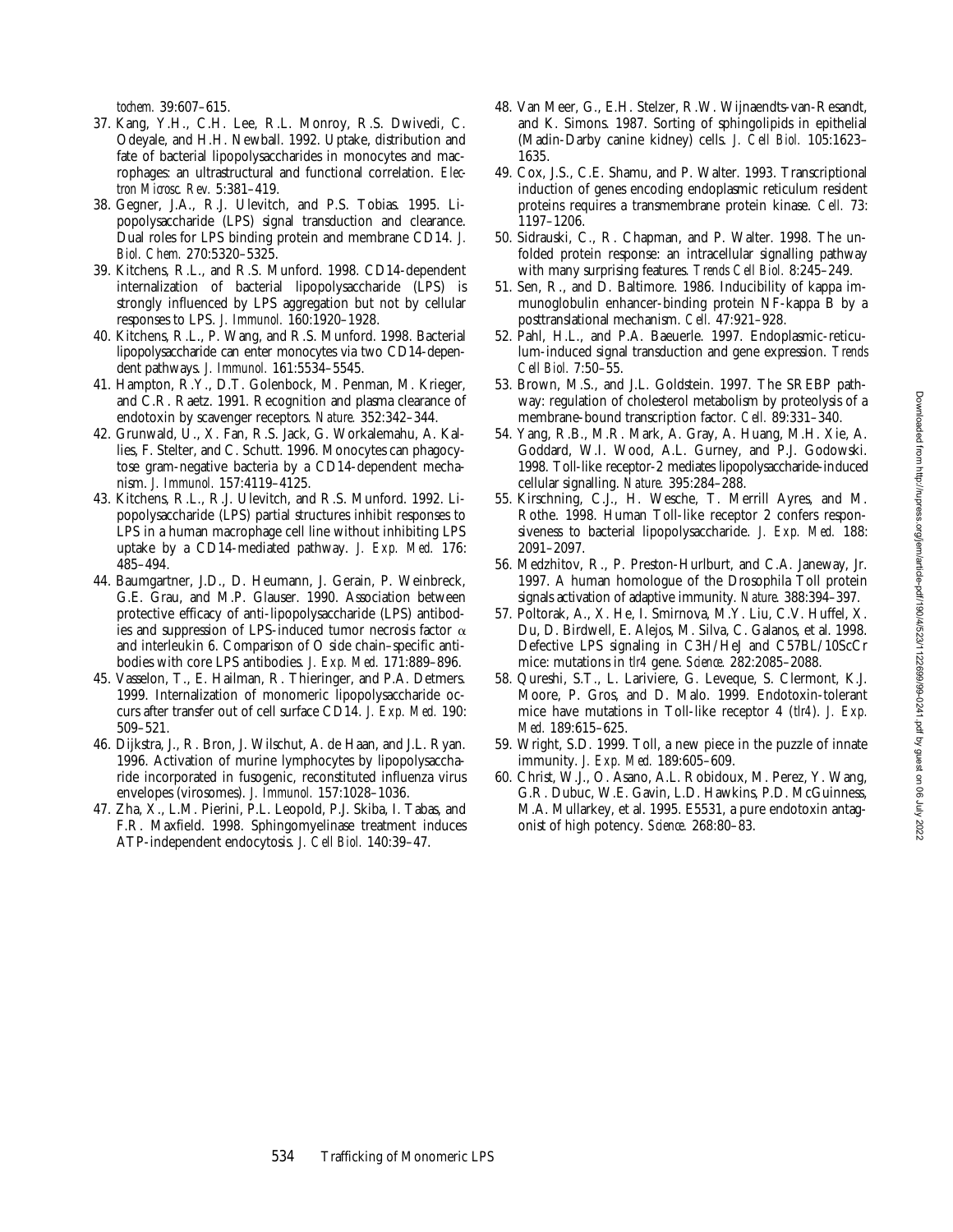*tochem.* 39:607–615.

37. Kang, Y.H., C.H. Lee, R.L. Monroy, R.S. Dwivedi, C. Odeyale, and H.H. Newball. 1992. Uptake, distribution and fate of bacterial lipopolysaccharides in monocytes and macrophages: an ultrastructural and functional correlation. *Electron Microsc. Rev.* 5:381–419.
38. Gegner, J.A., R.J. Ulevitch, and P.S. Tobias. 1995. Lipopolysaccharide (LPS) signal transduction and clearance. Dual roles for LPS binding protein and membrane CD14. *J. Biol. Chem.* 270:5320–5325.
39. Kitchens, R.L., and R.S. Munford. 1998. CD14-dependent internalization of bacterial lipopolysaccharide (LPS) is strongly influenced by LPS aggregation but not by cellular responses to LPS. *J. Immunol.* 160:1920–1928.
40. Kitchens, R.L., P. Wang, and R.S. Munford. 1998. Bacterial lipopolysaccharide can enter monocytes via two CD14-dependent pathways. *J. Immunol.* 161:5534–5545.
41. Hampton, R.Y., D.T. Golenbock, M. Penman, M. Krieger, and C.R. Raetz. 1991. Recognition and plasma clearance of endotoxin by scavenger receptors. *Nature.* 352:342–344.
42. Grunwald, U., X. Fan, R.S. Jack, G. Workalemahu, A. Kallies, F. Stelter, and C. Schutt. 1996. Monocytes can phagocytose gram-negative bacteria by a CD14-dependent mechanism. *J. Immunol.* 157:4119–4125.
43. Kitchens, R.L., R.J. Ulevitch, and R.S. Munford. 1992. Lipopolysaccharide (LPS) partial structures inhibit responses to LPS in a human macrophage cell line without inhibiting LPS uptake by a CD14-mediated pathway. *J. Exp. Med.* 176: 485–494.
44. Baumgartner, J.D., D. Heumann, J. Gerain, P. Weinbreck, G.E. Grau, and M.P. Glauser. 1990. Association between protective efficacy of anti-lipopolysaccharide (LPS) antibodies and suppression of LPS-induced tumor necrosis factor $\alpha$ and interleukin 6. Comparison of O side chain–specific antibodies with core LPS antibodies. *J. Exp. Med.* 171:889–896.
45. Vasselon, T., E. Hailman, R. Thieringer, and P.A. Detmers. 1999. Internalization of monomeric lipopolysaccharide occurs after transfer out of cell surface CD14. *J. Exp. Med.* 190: 509–521.
46. Dijkstra, J., R. Bron, J. Wilschut, A. de Haan, and J.L. Ryan. 1996. Activation of murine lymphocytes by lipopolysaccharide incorporated in fusogenic, reconstituted influenza virus envelopes (virosomes). *J. Immunol.* 157:1028–1036.
47. Zha, X., L.M. Pierini, P.L. Leopold, P.J. Skiba, I. Tabas, and F.R. Maxfield. 1998. Sphingomyelinase treatment induces ATP-independent endocytosis. *J. Cell Biol.* 140:39–47.
48. Van Meer, G., E.H. Stelzer, R.W. Wijnaendts-van-Resandt, and K. Simons. 1987. Sorting of sphingolipids in epithelial (Madin-Darby canine kidney) cells. *J. Cell Biol.* 105:1623–1635.
49. Cox, J.S., C.E. Shamu, and P. Walter. 1993. Transcriptional induction of genes encoding endoplasmic reticulum resident proteins requires a transmembrane protein kinase. *Cell.* 73: 1197–1206.
50. Sidrauski, C., R. Chapman, and P. Walter. 1998. The unfolded protein response: an intracellular signalling pathway with many surprising features. *Trends Cell Biol.* 8:245–249.
51. Sen, R., and D. Baltimore. 1986. Inducibility of kappa immunoglobulin enhancer-binding protein NF-kappa B by a posttranslational mechanism. *Cell.* 47:921–928.
52. Pahl, H.L., and P.A. Baeuerle. 1997. Endoplasmic-reticulum-induced signal transduction and gene expression. *Trends Cell Biol.* 7:50–55.
53. Brown, M.S., and J.L. Goldstein. 1997. The SREBP pathway: regulation of cholesterol metabolism by proteolysis of a membrane-bound transcription factor. *Cell.* 89:331–340.
54. Yang, R.B., M.R. Mark, A. Gray, A. Huang, M.H. Xie, A. Goddard, W.I. Wood, A.L. Gurney, and P.J. Godowski. 1998. Toll-like receptor-2 mediates lipopolysaccharide-induced cellular signalling. *Nature.* 395:284–288.
55. Kirschning, C.J., H. Wesche, T. Merrill Ayres, and M. Rothe. 1998. Human Toll-like receptor 2 confers responsiveness to bacterial lipopolysaccharide. *J. Exp. Med.* 188: 2091–2097.
56. Medzhitov, R., P. Preston-Hurlburt, and C.A. Janeway, Jr. 1997. A human homologue of the Drosophila Toll protein signals activation of adaptive immunity. *Nature.* 388:394–397.
57. Poltorak, A., X. He, I. Smirnova, M.Y. Liu, C.V. Huffel, X. Du, D. Birdwell, E. Alejos, M. Silva, C. Galanos, et al. 1998. Defective LPS signaling in C3H/HeJ and C57BL/10ScCr mice: mutations in *tlr4* gene. *Science.* 282:2085–2088.
58. Qureshi, S.T., L. Lariviere, G. Leveque, S. Clermont, K.J. Moore, P. Gros, and D. Malo. 1999. Endotoxin-tolerant mice have mutations in Toll-like receptor 4 (*tlr4*). *J. Exp. Med.* 189:615–625.
59. Wright, S.D. 1999. Toll, a new piece in the puzzle of innate immunity. *J. Exp. Med.* 189:605–609.
60. Christ, W.J., O. Asano, A.L. Robidoux, M. Perez, Y. Wang, G.R. Dubuc, W.E. Gavin, L.D. Hawkins, P.D. McGuinness, M.A. Mullarkey, et al. 1995. E5531, a pure endotoxin antagonist of high potency. *Science.* 268:80–83.